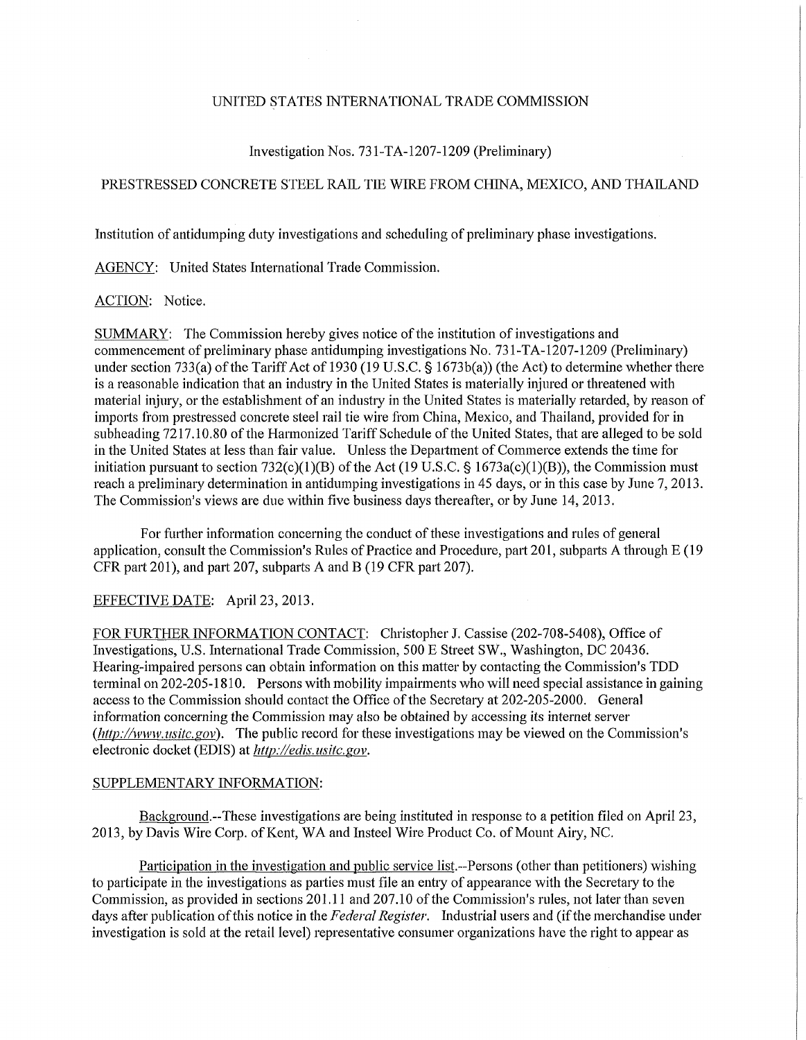UNITED STATES INTERNATIONAL TRADE COMMISSION

Investigation Nos. 731-TA-1207-1209 (Preliminary)

PRESTRESSED CONCRETE STEEL RAIL TIE WIRE FROM CHINA, MEXICO, AND THAILAND

Institution of antidumping duty investigations and scheduling of preliminary phase investigations.

AGENCY: United States International Trade Commission.

ACTION: Notice.

SUMMARY: The Commission hereby gives notice of the institution of investigations and commencement of preliminary phase antidumping investigations No. 731-TA-1207-1209 (Preliminary) under section 733(a) of the Tariff Act of 1930 (19 U.S.C. § 1673b(a)) (the Act) to determine whether there is a reasonable indication that an industry in the United States is materially injured or threatened with material injury, or the establishment of an industry in the United States is materially retarded, by reason of imports from prestressed concrete steel rail tie wire from China, Mexico, and Thailand, provided for in subheading 7217.10.80 of the Harmonized Tariff Schedule of the United States, that are alleged to be sold in the United States at less than fair value. Unless the Department of Commerce extends the time for initiation pursuant to section 732(c)(1)(B) of the Act (19 U.S.C. § 1673a(c)(1)(B)), the Commission must reach a preliminary determination in antidumping investigations in 45 days, or in this case by June 7, 2013. The Commission's views are due within five business days thereafter, or by June 14, 2013.

For further information concerning the conduct of these investigations and rules of general application, consult the Commission's Rules of Practice and Procedure, part 201, subparts A through E (19 CFR part 201), and part 207, subparts A and B (19 CFR part 207).

EFFECTIVE DATE: April 23, 2013.

FOR FURTHER INFORMATION CONTACT: Christopher J. Cassise (202-708-5408), Office of Investigations, U.S. International Trade Commission, 500 E Street SW., Washington, DC 20436. Hearing-impaired persons can obtain information on this matter by contacting the Commission's TDD terminal on 202-205-1810. Persons with mobility impairments who will need special assistance in gaining access to the Commission should contact the Office of the Secretary at 202-205-2000. General information concerning the Commission may also be obtained by accessing its internet server (*http://www.usitc.gov*). The public record for these investigations may be viewed on the Commission's electronic docket (EDIS) at *http://edis.usitc.gov*.

SUPPLEMENTARY INFORMATION:

Background.--These investigations are being instituted in response to a petition filed on April 23, 2013, by Davis Wire Corp. of Kent, WA and Insteel Wire Product Co. of Mount Airy, NC.

Participation in the investigation and public service list.--Persons (other than petitioners) wishing to participate in the investigations as parties must file an entry of appearance with the Secretary to the Commission, as provided in sections 201.11 and 207.10 of the Commission's rules, not later than seven days after publication of this notice in the *Federal Register*. Industrial users and (if the merchandise under investigation is sold at the retail level) representative consumer organizations have the right to appear as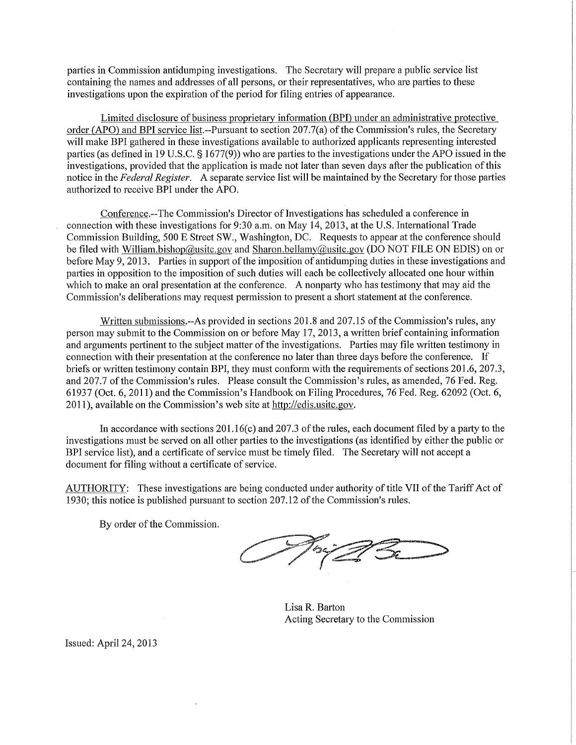parties in Commission antidumping investigations. The Secretary will prepare a public service list containing the names and addresses of all persons, or their representatives, who are parties to these investigations upon the expiration of the period for filing entries of appearance.

Limited disclosure of business proprietary information (BPI) under an administrative protective order (APO) and BPI service list.--Pursuant to section 207.7(a) of the Commission's rules, the Secretary will make BPI gathered in these investigations available to authorized applicants representing interested parties (as defined in 19 U.S.C. § 1677(9)) who are parties to the investigations under the APO issued in the investigations, provided that the application is made not later than seven days after the publication of this notice in the *Federal Register*. A separate service list will be maintained by the Secretary for those parties authorized to receive BPI under the APO.

Conference.--The Commission's Director of Investigations has scheduled a conference in connection with these investigations for 9:30 a.m. on May 14, 2013, at the U.S. International Trade Commission Building, 500 E Street SW., Washington, DC. Requests to appear at the conference should be filed with William.bishop@usitc.gov and Sharon.bellamy@usitc.gov (DO NOT FILE ON EDIS) on or before May 9, 2013. Parties in support of the imposition of antidumping duties in these investigations and parties in opposition to the imposition of such duties will each be collectively allocated one hour within which to make an oral presentation at the conference. A nonparty who has testimony that may aid the Commission's deliberations may request permission to present a short statement at the conference.

Written submissions.--As provided in sections 201.8 and 207.15 of the Commission's rules, any person may submit to the Commission on or before May 17, 2013, a written brief containing information and arguments pertinent to the subject matter of the investigations. Parties may file written testimony in connection with their presentation at the conference no later than three days before the conference. If briefs or written testimony contain BPI, they must conform with the requirements of sections 201.6, 207.3, and 207.7 of the Commission's rules. Please consult the Commission's rules, as amended, 76 Fed. Reg. 61937 (Oct. 6, 2011) and the Commission's Handbook on Filing Procedures, 76 Fed. Reg. 62092 (Oct. 6, 2011), available on the Commission's web site at http://edis.usitc.gov.

In accordance with sections 201.16(c) and 207.3 of the rules, each document filed by a party to the investigations must be served on all other parties to the investigations (as identified by either the public or BPI service list), and a certificate of service must be timely filed. The Secretary will not accept a document for filing without a certificate of service.

AUTHORITY: These investigations are being conducted under authority of title VII of the Tariff Act of 1930; this notice is published pursuant to section 207.12 of the Commission's rules.

By order of the Commission.

Lisa R. Barton
Acting Secretary to the Commission

Issued: April 24, 2013